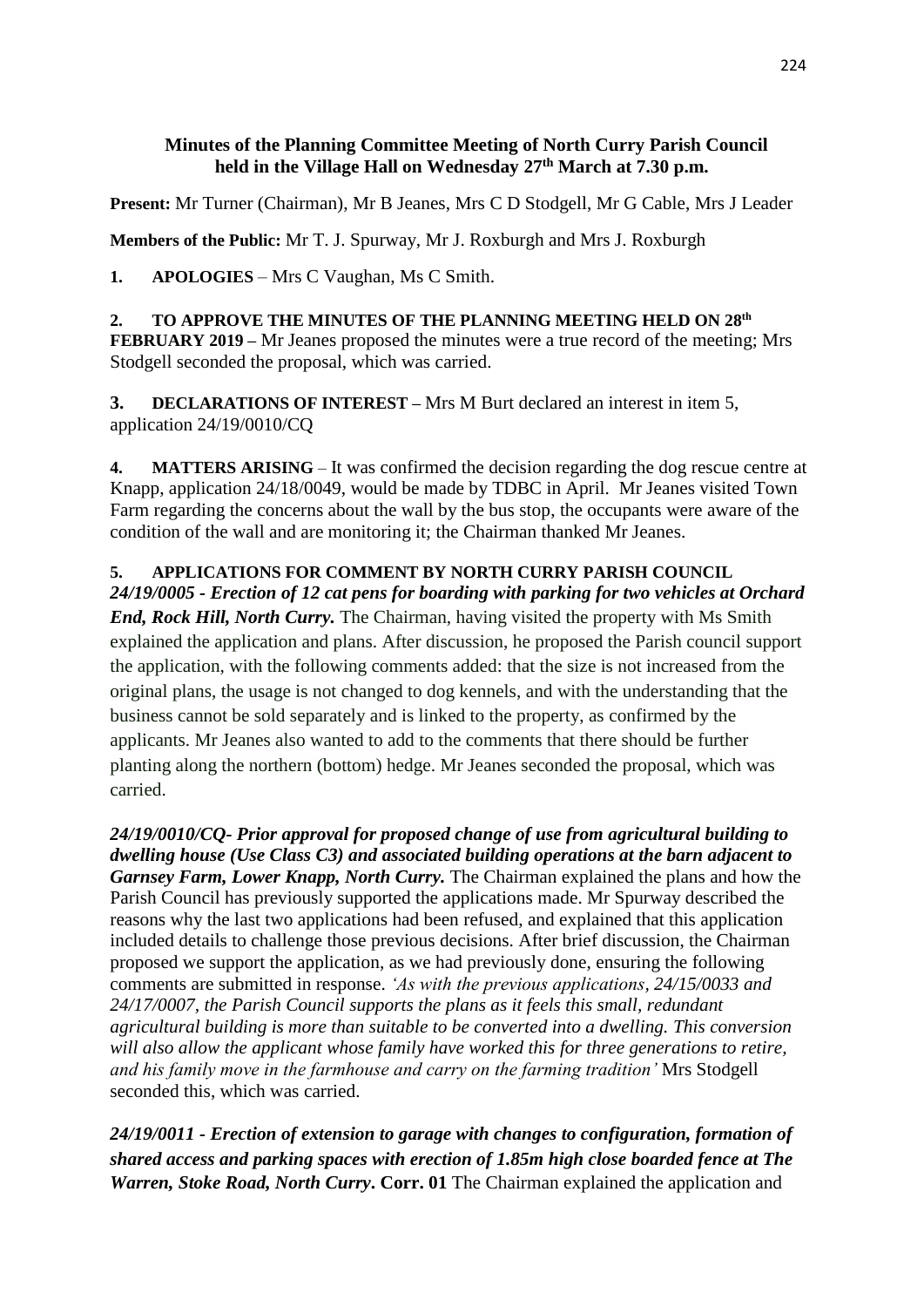**Minutes of the Planning Committee Meeting of North Curry Parish Council held in the Village Hall on Wednesday 27th March at 7.30 p.m.**

**Present:** Mr Turner (Chairman), Mr B Jeanes, Mrs C D Stodgell, Mr G Cable, Mrs J Leader

**Members of the Public:** Mr T. J. Spurway, Mr J. Roxburgh and Mrs J. Roxburgh

**1. APOLOGIES** – Mrs C Vaughan, Ms C Smith.

**2. TO APPROVE THE MINUTES OF THE PLANNING MEETING HELD ON 28th FEBRUARY 2019 –** Mr Jeanes proposed the minutes were a true record of the meeting; Mrs Stodgell seconded the proposal, which was carried.

**3. DECLARATIONS OF INTEREST –** Mrs M Burt declared an interest in item 5, application 24/19/0010/CQ

**4. MATTERS ARISING** – It was confirmed the decision regarding the dog rescue centre at Knapp, application 24/18/0049, would be made by TDBC in April. Mr Jeanes visited Town Farm regarding the concerns about the wall by the bus stop, the occupants were aware of the condition of the wall and are monitoring it; the Chairman thanked Mr Jeanes.

**5. APPLICATIONS FOR COMMENT BY NORTH CURRY PARISH COUNCIL**

***24/19/0005 - Erection of 12 cat pens for boarding with parking for two vehicles at Orchard End, Rock Hill, North Curry.*** The Chairman, having visited the property with Ms Smith explained the application and plans. After discussion, he proposed the Parish council support the application, with the following comments added: that the size is not increased from the original plans, the usage is not changed to dog kennels, and with the understanding that the business cannot be sold separately and is linked to the property, as confirmed by the applicants. Mr Jeanes also wanted to add to the comments that there should be further planting along the northern (bottom) hedge. Mr Jeanes seconded the proposal, which was carried.

***24/19/0010/CQ- Prior approval for proposed change of use from agricultural building to dwelling house (Use Class C3) and associated building operations at the barn adjacent to Garnsey Farm, Lower Knapp, North Curry.*** The Chairman explained the plans and how the Parish Council has previously supported the applications made. Mr Spurway described the reasons why the last two applications had been refused, and explained that this application included details to challenge those previous decisions. After brief discussion, the Chairman proposed we support the application, as we had previously done, ensuring the following comments are submitted in response. *'As with the previous applications, 24/15/0033 and 24/17/0007, the Parish Council supports the plans as it feels this small, redundant agricultural building is more than suitable to be converted into a dwelling. This conversion will also allow the applicant whose family have worked this for three generations to retire, and his family move in the farmhouse and carry on the farming tradition'* Mrs Stodgell seconded this, which was carried.

***24/19/0011 - Erection of extension to garage with changes to configuration, formation of shared access and parking spaces with erection of 1.85m high close boarded fence at The Warren, Stoke Road, North Curry*. Corr. 01** The Chairman explained the application and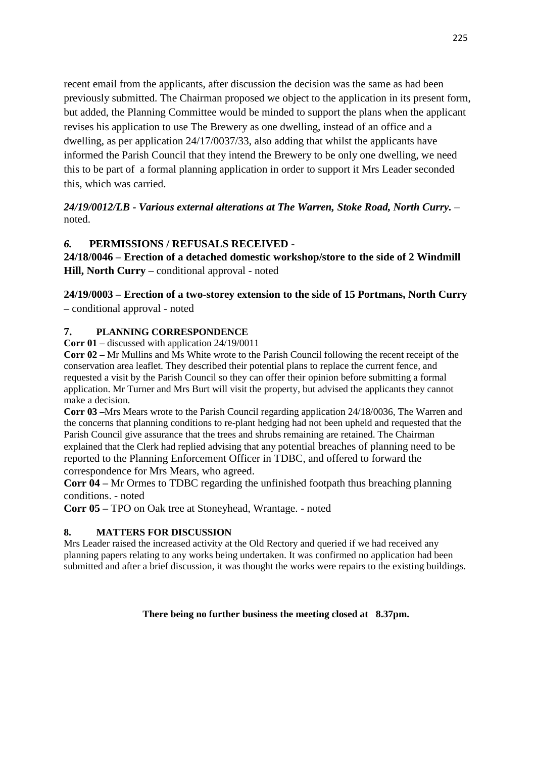recent email from the applicants, after discussion the decision was the same as had been previously submitted. The Chairman proposed we object to the application in its present form, but added, the Planning Committee would be minded to support the plans when the applicant revises his application to use The Brewery as one dwelling, instead of an office and a dwelling, as per application 24/17/0037/33, also adding that whilst the applicants have informed the Parish Council that they intend the Brewery to be only one dwelling, we need this to be part of a formal planning application in order to support it Mrs Leader seconded this, which was carried.

***24/19/0012/LB - Various external alterations at The Warren, Stoke Road, North Curry.*** – noted.

## *6.* PERMISSIONS / REFUSALS RECEIVED -

**24/18/0046 – Erection of a detached domestic workshop/store to the side of 2 Windmill Hill, North Curry –** conditional approval - noted

**24/19/0003 – Erection of a two-storey extension to the side of 15 Portmans, North Curry –** conditional approval - noted

## 7. PLANNING CORRESPONDENCE

**Corr 01 –** discussed with application 24/19/0011

**Corr 02 –** Mr Mullins and Ms White wrote to the Parish Council following the recent receipt of the conservation area leaflet. They described their potential plans to replace the current fence, and requested a visit by the Parish Council so they can offer their opinion before submitting a formal application. Mr Turner and Mrs Burt will visit the property, but advised the applicants they cannot make a decision.

**Corr 03 –**Mrs Mears wrote to the Parish Council regarding application 24/18/0036, The Warren and the concerns that planning conditions to re-plant hedging had not been upheld and requested that the Parish Council give assurance that the trees and shrubs remaining are retained. The Chairman explained that the Clerk had replied advising that any potential breaches of planning need to be reported to the Planning Enforcement Officer in TDBC, and offered to forward the correspondence for Mrs Mears, who agreed.

**Corr 04 –** Mr Ormes to TDBC regarding the unfinished footpath thus breaching planning conditions. - noted

**Corr 05 –** TPO on Oak tree at Stoneyhead, Wrantage. - noted

## 8. MATTERS FOR DISCUSSION

Mrs Leader raised the increased activity at the Old Rectory and queried if we had received any planning papers relating to any works being undertaken. It was confirmed no application had been submitted and after a brief discussion, it was thought the works were repairs to the existing buildings.

**There being no further business the meeting closed at 8.37pm.**